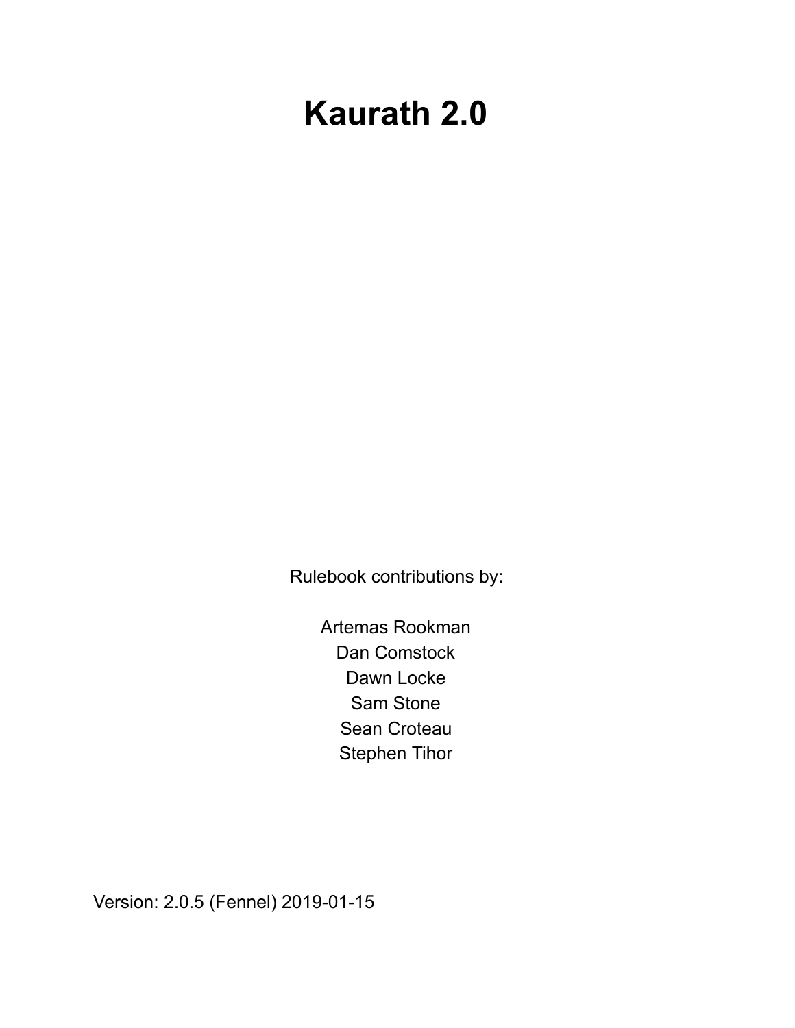# Kaurath 2.0

Rulebook contributions by:

Artemas Rookman
Dan Comstock
Dawn Locke
Sam Stone
Sean Croteau
Stephen Tihor

Version: 2.0.5 (Fennel) 2019-01-15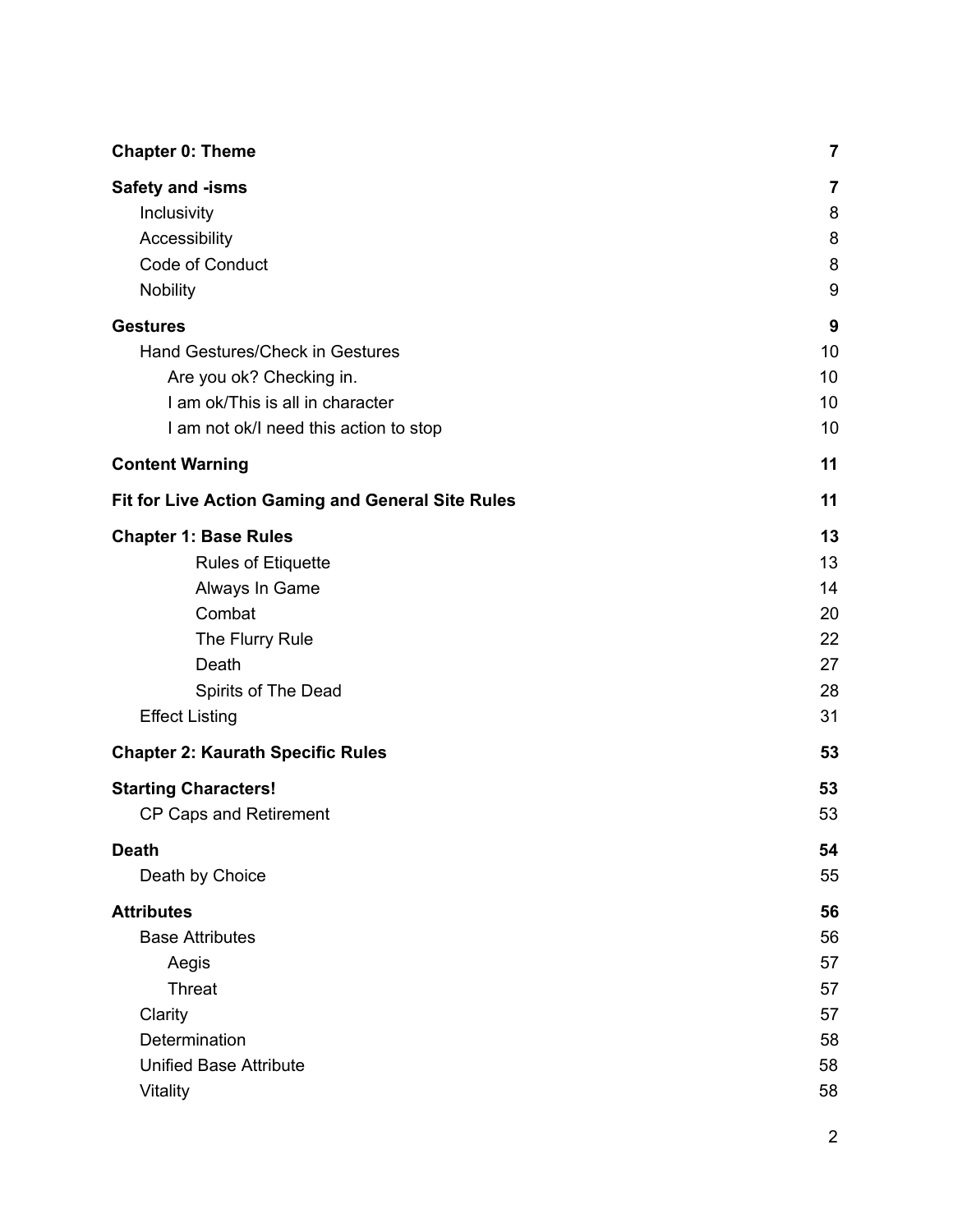| | |
|---|---|
| **Chapter 0: Theme** | **7** |
| **Safety and -isms** | **7** |
| Inclusivity | 8 |
| Accessibility | 8 |
| Code of Conduct | 8 |
| Nobility | 9 |
| **Gestures** | **9** |
| Hand Gestures/Check in Gestures | 10 |
| Are you ok? Checking in. | 10 |
| I am ok/This is all in character | 10 |
| I am not ok/I need this action to stop | 10 |
| **Content Warning** | **11** |
| **Fit for Live Action Gaming and General Site Rules** | **11** |
| **Chapter 1: Base Rules** | **13** |
| Rules of Etiquette | 13 |
| Always In Game | 14 |
| Combat | 20 |
| The Flurry Rule | 22 |
| Death | 27 |
| Spirits of The Dead | 28 |
| Effect Listing | 31 |
| **Chapter 2: Kaurath Specific Rules** | **53** |
| **Starting Characters!** | **53** |
| CP Caps and Retirement | 53 |
| **Death** | **54** |
| Death by Choice | 55 |
| **Attributes** | **56** |
| Base Attributes | 56 |
| Aegis | 57 |
| Threat | 57 |
| Clarity | 57 |
| Determination | 58 |
| Unified Base Attribute | 58 |
| Vitality | 58 |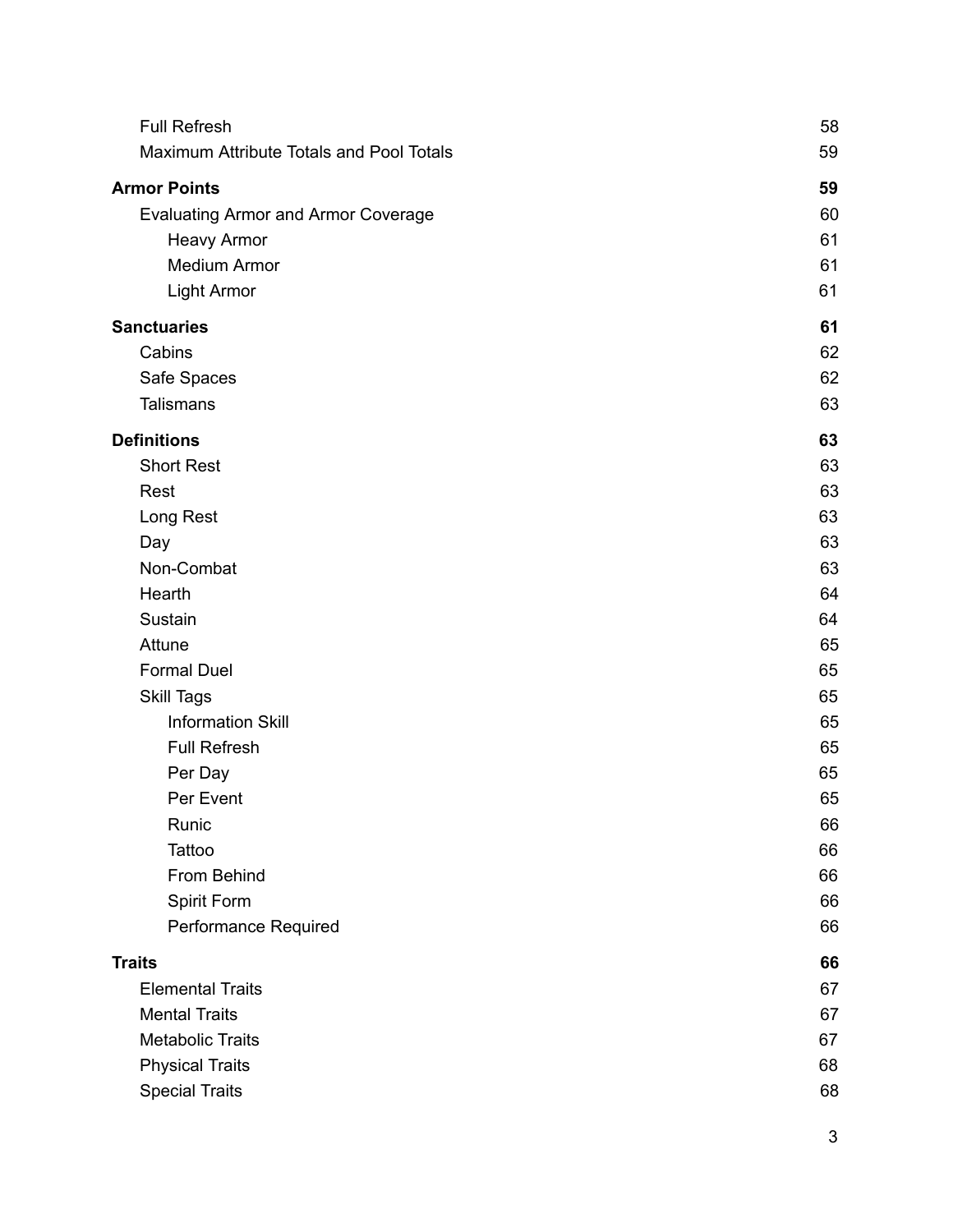| | |
|---|---|
| &nbsp;&nbsp;&nbsp;&nbsp;Full Refresh | 58 |
| &nbsp;&nbsp;&nbsp;&nbsp;Maximum Attribute Totals and Pool Totals | 59 |
| **Armor Points** | **59** |
| &nbsp;&nbsp;&nbsp;&nbsp;Evaluating Armor and Armor Coverage | 60 |
| &nbsp;&nbsp;&nbsp;&nbsp;&nbsp;&nbsp;&nbsp;&nbsp;Heavy Armor | 61 |
| &nbsp;&nbsp;&nbsp;&nbsp;&nbsp;&nbsp;&nbsp;&nbsp;Medium Armor | 61 |
| &nbsp;&nbsp;&nbsp;&nbsp;&nbsp;&nbsp;&nbsp;&nbsp;Light Armor | 61 |
| **Sanctuaries** | **61** |
| &nbsp;&nbsp;&nbsp;&nbsp;Cabins | 62 |
| &nbsp;&nbsp;&nbsp;&nbsp;Safe Spaces | 62 |
| &nbsp;&nbsp;&nbsp;&nbsp;Talismans | 63 |
| **Definitions** | **63** |
| &nbsp;&nbsp;&nbsp;&nbsp;Short Rest | 63 |
| &nbsp;&nbsp;&nbsp;&nbsp;Rest | 63 |
| &nbsp;&nbsp;&nbsp;&nbsp;Long Rest | 63 |
| &nbsp;&nbsp;&nbsp;&nbsp;Day | 63 |
| &nbsp;&nbsp;&nbsp;&nbsp;Non-Combat | 63 |
| &nbsp;&nbsp;&nbsp;&nbsp;Hearth | 64 |
| &nbsp;&nbsp;&nbsp;&nbsp;Sustain | 64 |
| &nbsp;&nbsp;&nbsp;&nbsp;Attune | 65 |
| &nbsp;&nbsp;&nbsp;&nbsp;Formal Duel | 65 |
| &nbsp;&nbsp;&nbsp;&nbsp;Skill Tags | 65 |
| &nbsp;&nbsp;&nbsp;&nbsp;&nbsp;&nbsp;&nbsp;&nbsp;Information Skill | 65 |
| &nbsp;&nbsp;&nbsp;&nbsp;&nbsp;&nbsp;&nbsp;&nbsp;Full Refresh | 65 |
| &nbsp;&nbsp;&nbsp;&nbsp;&nbsp;&nbsp;&nbsp;&nbsp;Per Day | 65 |
| &nbsp;&nbsp;&nbsp;&nbsp;&nbsp;&nbsp;&nbsp;&nbsp;Per Event | 65 |
| &nbsp;&nbsp;&nbsp;&nbsp;&nbsp;&nbsp;&nbsp;&nbsp;Runic | 66 |
| &nbsp;&nbsp;&nbsp;&nbsp;&nbsp;&nbsp;&nbsp;&nbsp;Tattoo | 66 |
| &nbsp;&nbsp;&nbsp;&nbsp;&nbsp;&nbsp;&nbsp;&nbsp;From Behind | 66 |
| &nbsp;&nbsp;&nbsp;&nbsp;&nbsp;&nbsp;&nbsp;&nbsp;Spirit Form | 66 |
| &nbsp;&nbsp;&nbsp;&nbsp;&nbsp;&nbsp;&nbsp;&nbsp;Performance Required | 66 |
| **Traits** | **66** |
| &nbsp;&nbsp;&nbsp;&nbsp;Elemental Traits | 67 |
| &nbsp;&nbsp;&nbsp;&nbsp;Mental Traits | 67 |
| &nbsp;&nbsp;&nbsp;&nbsp;Metabolic Traits | 67 |
| &nbsp;&nbsp;&nbsp;&nbsp;Physical Traits | 68 |
| &nbsp;&nbsp;&nbsp;&nbsp;Special Traits | 68 |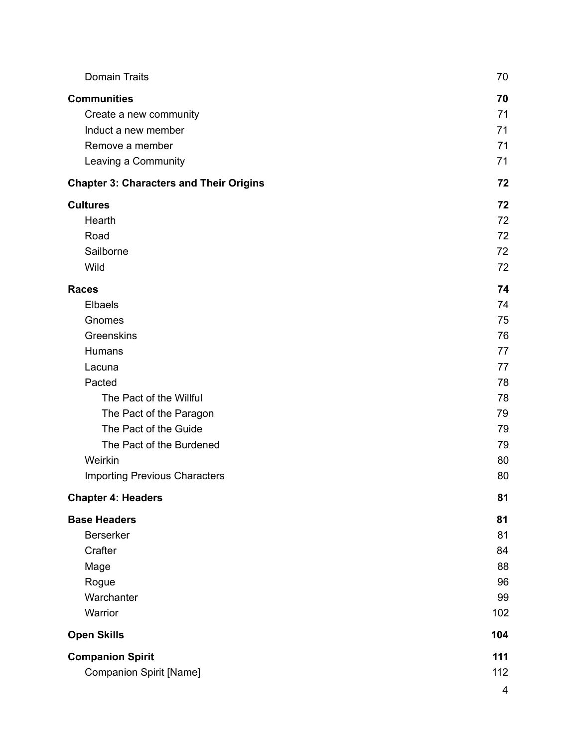| | |
|---|---|
| Domain Traits | 70 |
| **Communities** | **70** |
| Create a new community | 71 |
| Induct a new member | 71 |
| Remove a member | 71 |
| Leaving a Community | 71 |
| **Chapter 3: Characters and Their Origins** | **72** |
| **Cultures** | **72** |
| Hearth | 72 |
| Road | 72 |
| Sailborne | 72 |
| Wild | 72 |
| **Races** | **74** |
| Elbaels | 74 |
| Gnomes | 75 |
| Greenskins | 76 |
| Humans | 77 |
| Lacuna | 77 |
| Pacted | 78 |
| The Pact of the Willful | 78 |
| The Pact of the Paragon | 79 |
| The Pact of the Guide | 79 |
| The Pact of the Burdened | 79 |
| Weirkin | 80 |
| Importing Previous Characters | 80 |
| **Chapter 4: Headers** | **81** |
| **Base Headers** | **81** |
| Berserker | 81 |
| Crafter | 84 |
| Mage | 88 |
| Rogue | 96 |
| Warchanter | 99 |
| Warrior | 102 |
| **Open Skills** | **104** |
| **Companion Spirit** | **111** |
| Companion Spirit [Name] | 112 |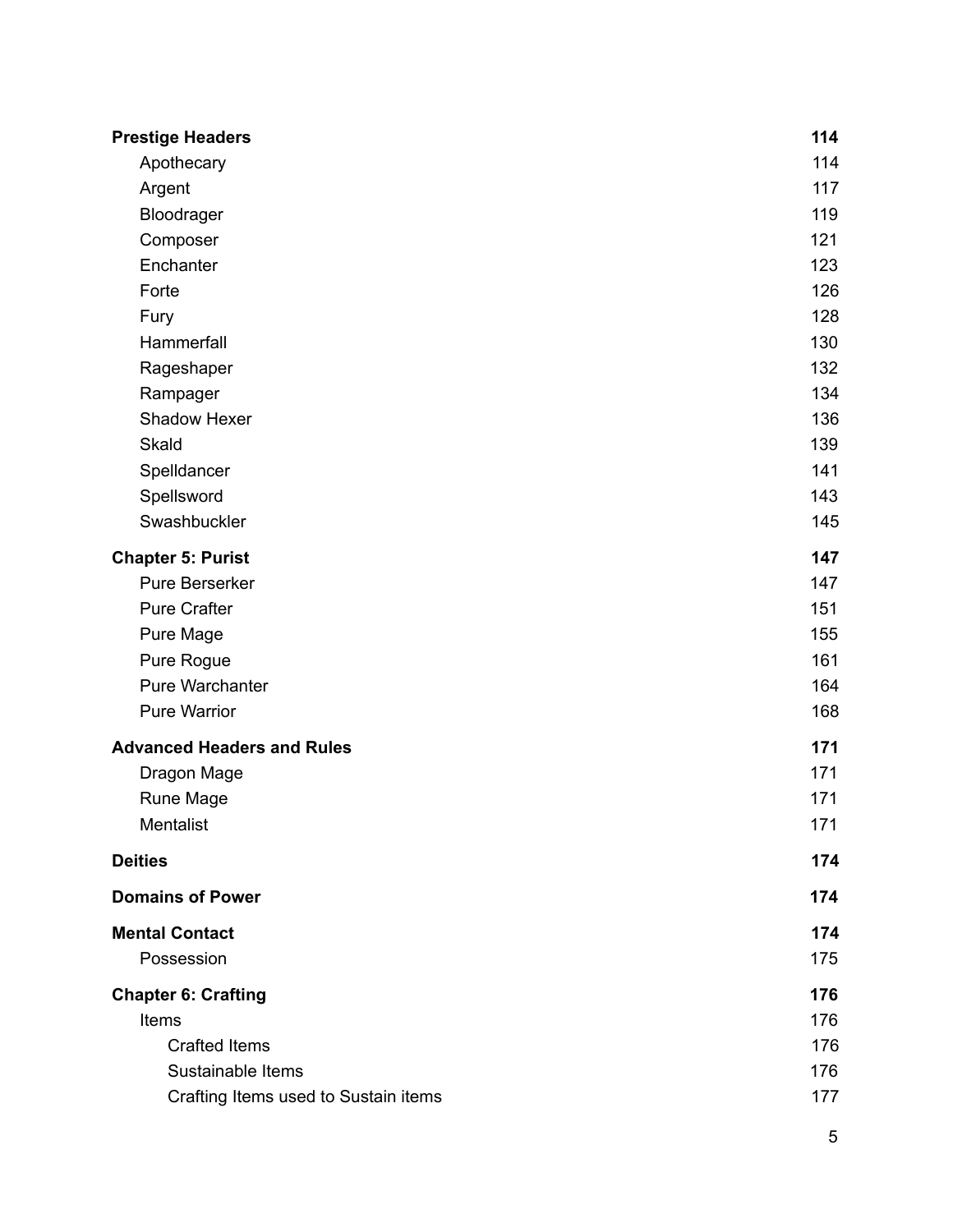| | |
|---|---|
| **Prestige Headers** | **114** |
| Apothecary | 114 |
| Argent | 117 |
| Bloodrager | 119 |
| Composer | 121 |
| Enchanter | 123 |
| Forte | 126 |
| Fury | 128 |
| Hammerfall | 130 |
| Rageshaper | 132 |
| Rampager | 134 |
| Shadow Hexer | 136 |
| Skald | 139 |
| Spelldancer | 141 |
| Spellsword | 143 |
| Swashbuckler | 145 |
| **Chapter 5: Purist** | **147** |
| Pure Berserker | 147 |
| Pure Crafter | 151 |
| Pure Mage | 155 |
| Pure Rogue | 161 |
| Pure Warchanter | 164 |
| Pure Warrior | 168 |
| **Advanced Headers and Rules** | **171** |
| Dragon Mage | 171 |
| Rune Mage | 171 |
| Mentalist | 171 |
| **Deities** | **174** |
| **Domains of Power** | **174** |
| **Mental Contact** | **174** |
| Possession | 175 |
| **Chapter 6: Crafting** | **176** |
| Items | 176 |
| Crafted Items | 176 |
| Sustainable Items | 176 |
| Crafting Items used to Sustain items | 177 |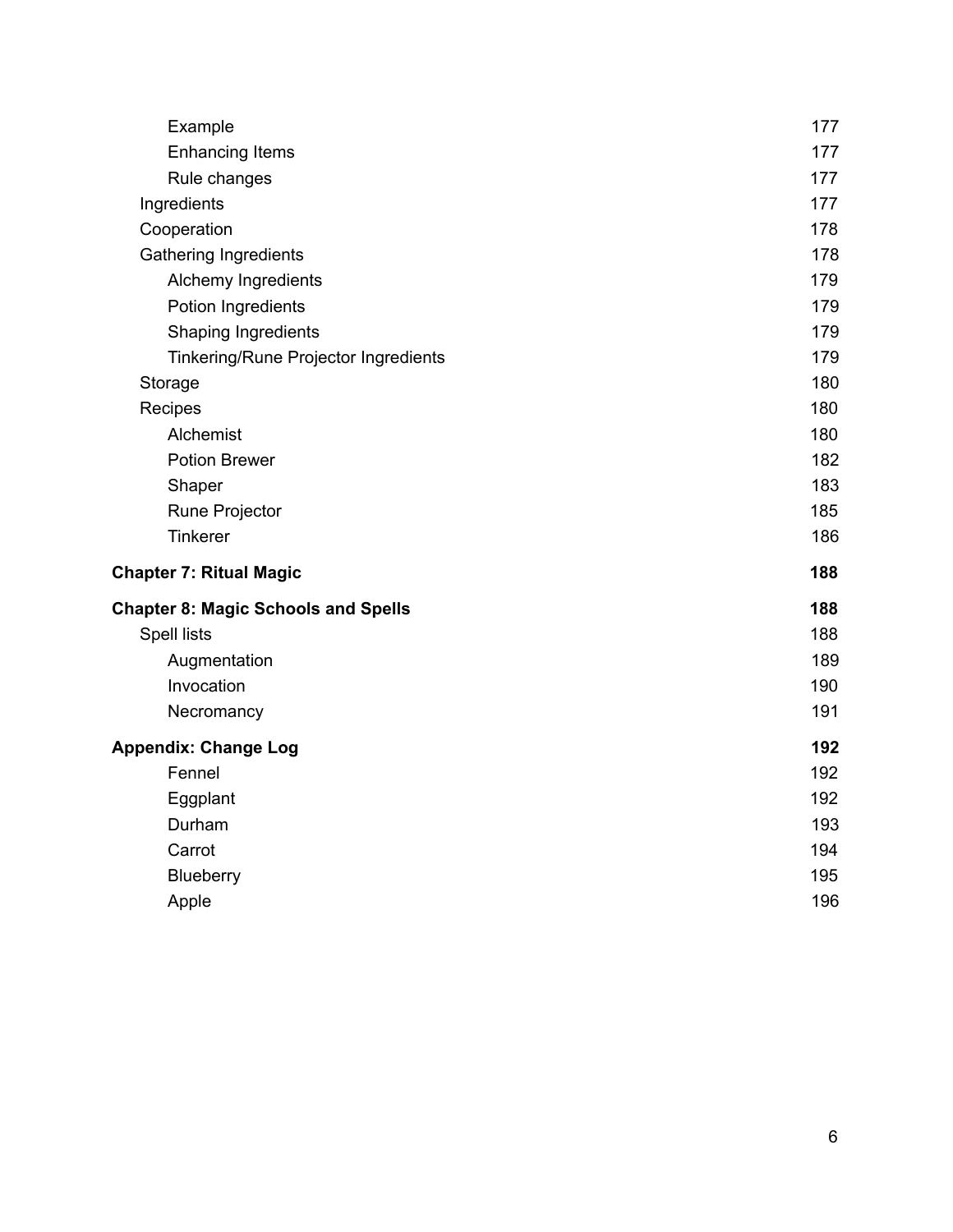- Example 177
- Enhancing Items 177
- Rule changes 177
- Ingredients 177
- Cooperation 178
- Gathering Ingredients 178
  - Alchemy Ingredients 179
  - Potion Ingredients 179
  - Shaping Ingredients 179
  - Tinkering/Rune Projector Ingredients 179
- Storage 180
- Recipes 180
  - Alchemist 180
  - Potion Brewer 182
  - Shaper 183
  - Rune Projector 185
  - Tinkerer 186

**Chapter 7: Ritual Magic** **188**

**Chapter 8: Magic Schools and Spells** **188**

- Spell lists 188
  - Augmentation 189
  - Invocation 190
  - Necromancy 191

**Appendix: Change Log** **192**

- Fennel 192
- Eggplant 192
- Durham 193
- Carrot 194
- Blueberry 195
- Apple 196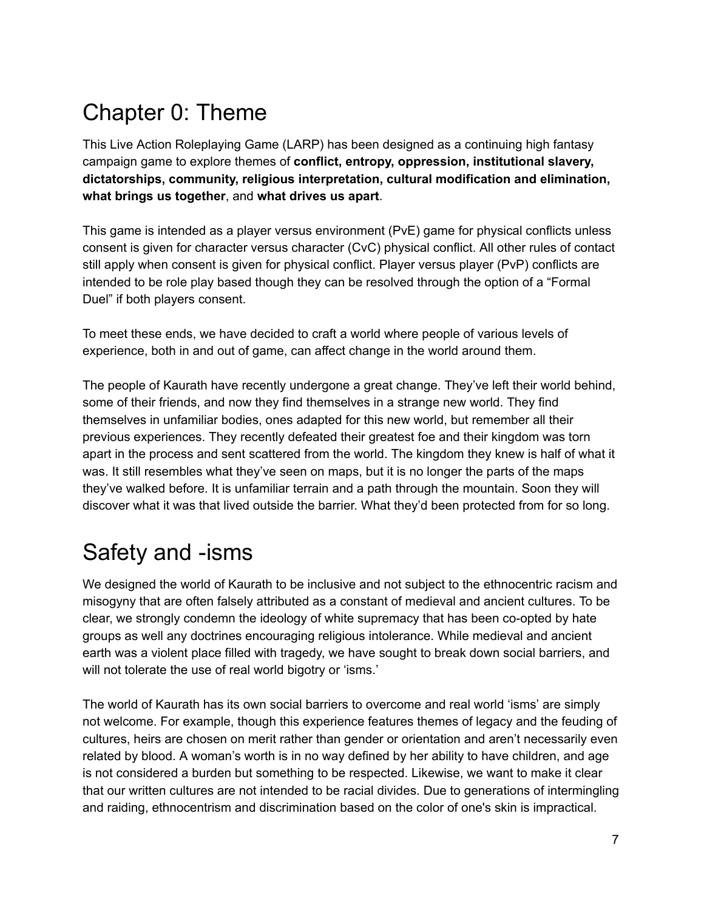# Chapter 0: Theme

This Live Action Roleplaying Game (LARP) has been designed as a continuing high fantasy campaign game to explore themes of **conflict, entropy, oppression, institutional slavery, dictatorships, community, religious interpretation, cultural modification and elimination, what brings us together**, and **what drives us apart**.

This game is intended as a player versus environment (PvE) game for physical conflicts unless consent is given for character versus character (CvC) physical conflict. All other rules of contact still apply when consent is given for physical conflict. Player versus player (PvP) conflicts are intended to be role play based though they can be resolved through the option of a "Formal Duel" if both players consent.

To meet these ends, we have decided to craft a world where people of various levels of experience, both in and out of game, can affect change in the world around them.

The people of Kaurath have recently undergone a great change. They've left their world behind, some of their friends, and now they find themselves in a strange new world. They find themselves in unfamiliar bodies, ones adapted for this new world, but remember all their previous experiences. They recently defeated their greatest foe and their kingdom was torn apart in the process and sent scattered from the world. The kingdom they knew is half of what it was. It still resembles what they've seen on maps, but it is no longer the parts of the maps they've walked before. It is unfamiliar terrain and a path through the mountain. Soon they will discover what it was that lived outside the barrier. What they'd been protected from for so long.

# Safety and -isms

We designed the world of Kaurath to be inclusive and not subject to the ethnocentric racism and misogyny that are often falsely attributed as a constant of medieval and ancient cultures. To be clear, we strongly condemn the ideology of white supremacy that has been co-opted by hate groups as well any doctrines encouraging religious intolerance. While medieval and ancient earth was a violent place filled with tragedy, we have sought to break down social barriers, and will not tolerate the use of real world bigotry or 'isms.'

The world of Kaurath has its own social barriers to overcome and real world 'isms' are simply not welcome. For example, though this experience features themes of legacy and the feuding of cultures, heirs are chosen on merit rather than gender or orientation and aren't necessarily even related by blood. A woman's worth is in no way defined by her ability to have children, and age is not considered a burden but something to be respected. Likewise, we want to make it clear that our written cultures are not intended to be racial divides. Due to generations of intermingling and raiding, ethnocentrism and discrimination based on the color of one's skin is impractical.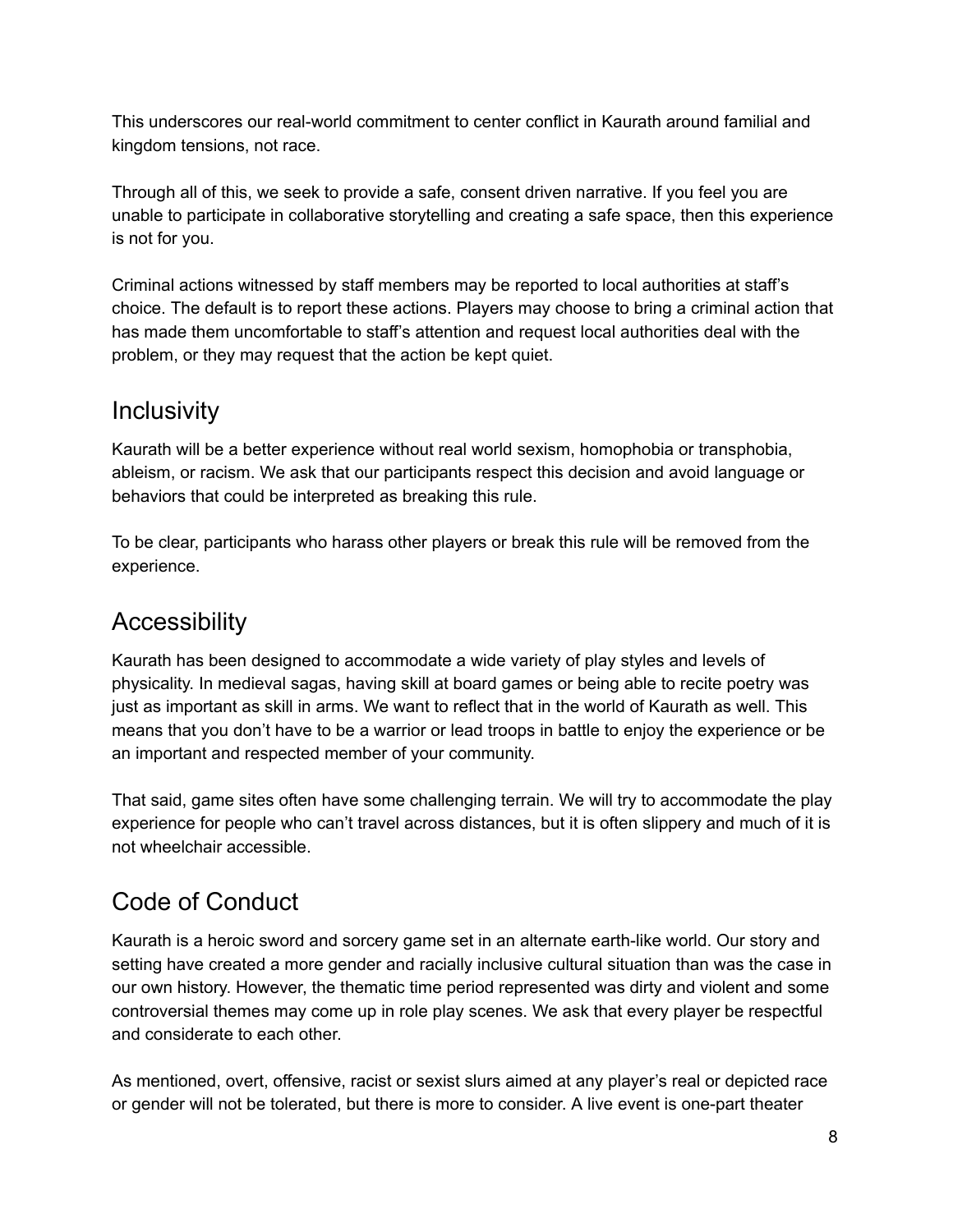This underscores our real-world commitment to center conflict in Kaurath around familial and kingdom tensions, not race.

Through all of this, we seek to provide a safe, consent driven narrative. If you feel you are unable to participate in collaborative storytelling and creating a safe space, then this experience is not for you.

Criminal actions witnessed by staff members may be reported to local authorities at staff's choice. The default is to report these actions. Players may choose to bring a criminal action that has made them uncomfortable to staff's attention and request local authorities deal with the problem, or they may request that the action be kept quiet.

## Inclusivity

Kaurath will be a better experience without real world sexism, homophobia or transphobia, ableism, or racism. We ask that our participants respect this decision and avoid language or behaviors that could be interpreted as breaking this rule.

To be clear, participants who harass other players or break this rule will be removed from the experience.

## Accessibility

Kaurath has been designed to accommodate a wide variety of play styles and levels of physicality. In medieval sagas, having skill at board games or being able to recite poetry was just as important as skill in arms. We want to reflect that in the world of Kaurath as well. This means that you don't have to be a warrior or lead troops in battle to enjoy the experience or be an important and respected member of your community.

That said, game sites often have some challenging terrain. We will try to accommodate the play experience for people who can't travel across distances, but it is often slippery and much of it is not wheelchair accessible.

## Code of Conduct

Kaurath is a heroic sword and sorcery game set in an alternate earth-like world. Our story and setting have created a more gender and racially inclusive cultural situation than was the case in our own history. However, the thematic time period represented was dirty and violent and some controversial themes may come up in role play scenes. We ask that every player be respectful and considerate to each other.

As mentioned, overt, offensive, racist or sexist slurs aimed at any player's real or depicted race or gender will not be tolerated, but there is more to consider. A live event is one-part theater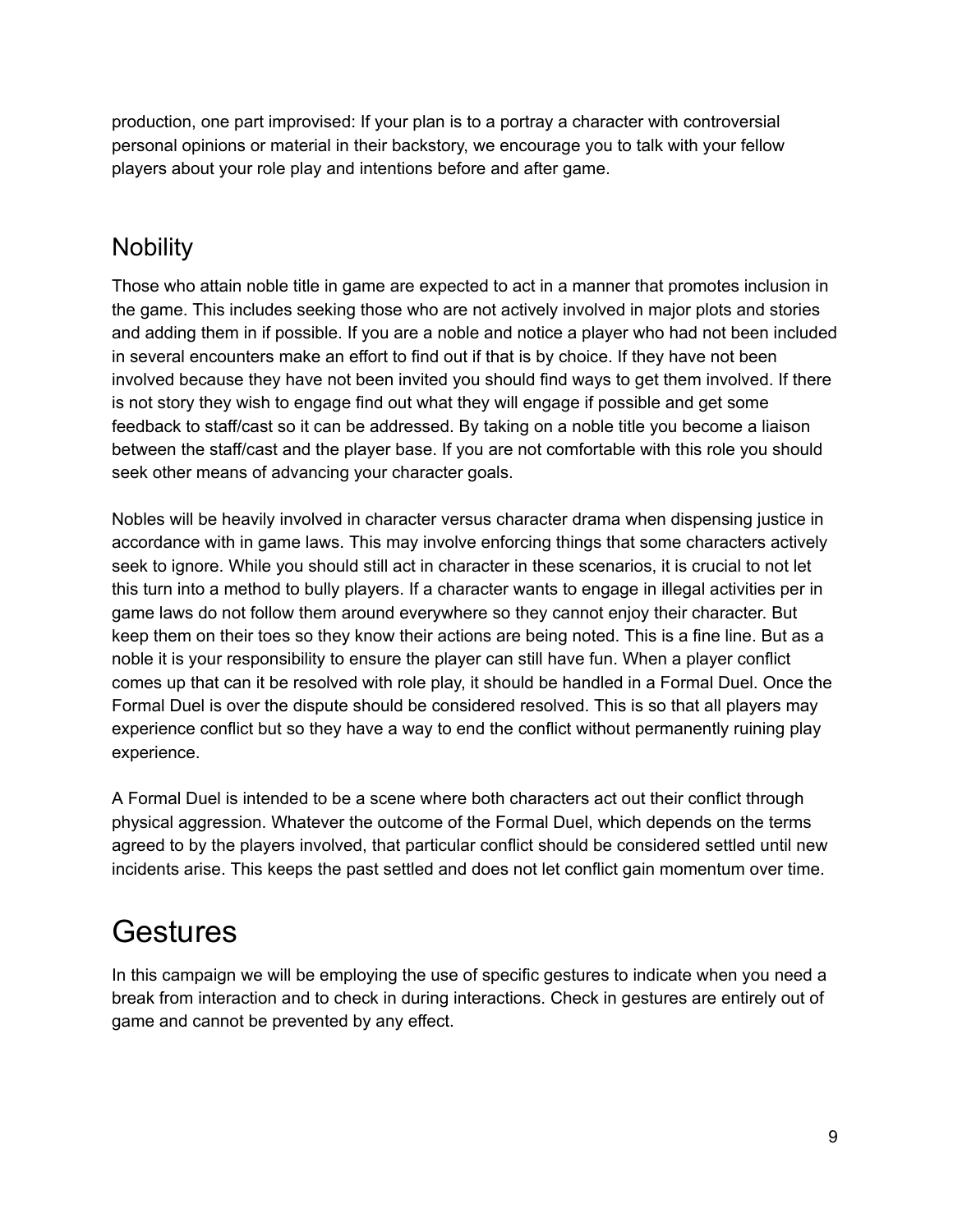production, one part improvised: If your plan is to a portray a character with controversial personal opinions or material in their backstory, we encourage you to talk with your fellow players about your role play and intentions before and after game.

## Nobility

Those who attain noble title in game are expected to act in a manner that promotes inclusion in the game. This includes seeking those who are not actively involved in major plots and stories and adding them in if possible. If you are a noble and notice a player who had not been included in several encounters make an effort to find out if that is by choice. If they have not been involved because they have not been invited you should find ways to get them involved. If there is not story they wish to engage find out what they will engage if possible and get some feedback to staff/cast so it can be addressed. By taking on a noble title you become a liaison between the staff/cast and the player base. If you are not comfortable with this role you should seek other means of advancing your character goals.

Nobles will be heavily involved in character versus character drama when dispensing justice in accordance with in game laws. This may involve enforcing things that some characters actively seek to ignore. While you should still act in character in these scenarios, it is crucial to not let this turn into a method to bully players. If a character wants to engage in illegal activities per in game laws do not follow them around everywhere so they cannot enjoy their character. But keep them on their toes so they know their actions are being noted. This is a fine line. But as a noble it is your responsibility to ensure the player can still have fun. When a player conflict comes up that can it be resolved with role play, it should be handled in a Formal Duel. Once the Formal Duel is over the dispute should be considered resolved. This is so that all players may experience conflict but so they have a way to end the conflict without permanently ruining play experience.

A Formal Duel is intended to be a scene where both characters act out their conflict through physical aggression. Whatever the outcome of the Formal Duel, which depends on the terms agreed to by the players involved, that particular conflict should be considered settled until new incidents arise. This keeps the past settled and does not let conflict gain momentum over time.

# Gestures

In this campaign we will be employing the use of specific gestures to indicate when you need a break from interaction and to check in during interactions. Check in gestures are entirely out of game and cannot be prevented by any effect.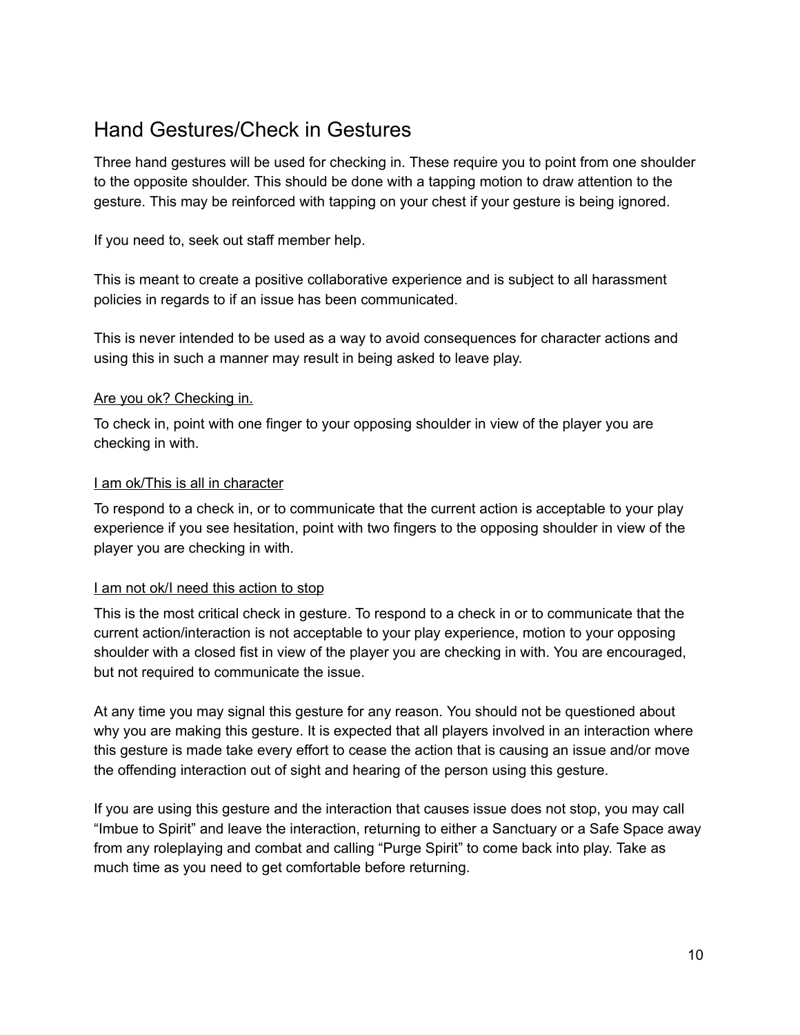## Hand Gestures/Check in Gestures

Three hand gestures will be used for checking in. These require you to point from one shoulder to the opposite shoulder. This should be done with a tapping motion to draw attention to the gesture. This may be reinforced with tapping on your chest if your gesture is being ignored.

If you need to, seek out staff member help.

This is meant to create a positive collaborative experience and is subject to all harassment policies in regards to if an issue has been communicated.

This is never intended to be used as a way to avoid consequences for character actions and using this in such a manner may result in being asked to leave play.

### Are you ok? Checking in.

To check in, point with one finger to your opposing shoulder in view of the player you are checking in with.

### I am ok/This is all in character

To respond to a check in, or to communicate that the current action is acceptable to your play experience if you see hesitation, point with two fingers to the opposing shoulder in view of the player you are checking in with.

### I am not ok/I need this action to stop

This is the most critical check in gesture. To respond to a check in or to communicate that the current action/interaction is not acceptable to your play experience, motion to your opposing shoulder with a closed fist in view of the player you are checking in with. You are encouraged, but not required to communicate the issue.

At any time you may signal this gesture for any reason. You should not be questioned about why you are making this gesture. It is expected that all players involved in an interaction where this gesture is made take every effort to cease the action that is causing an issue and/or move the offending interaction out of sight and hearing of the person using this gesture.

If you are using this gesture and the interaction that causes issue does not stop, you may call "Imbue to Spirit" and leave the interaction, returning to either a Sanctuary or a Safe Space away from any roleplaying and combat and calling "Purge Spirit" to come back into play. Take as much time as you need to get comfortable before returning.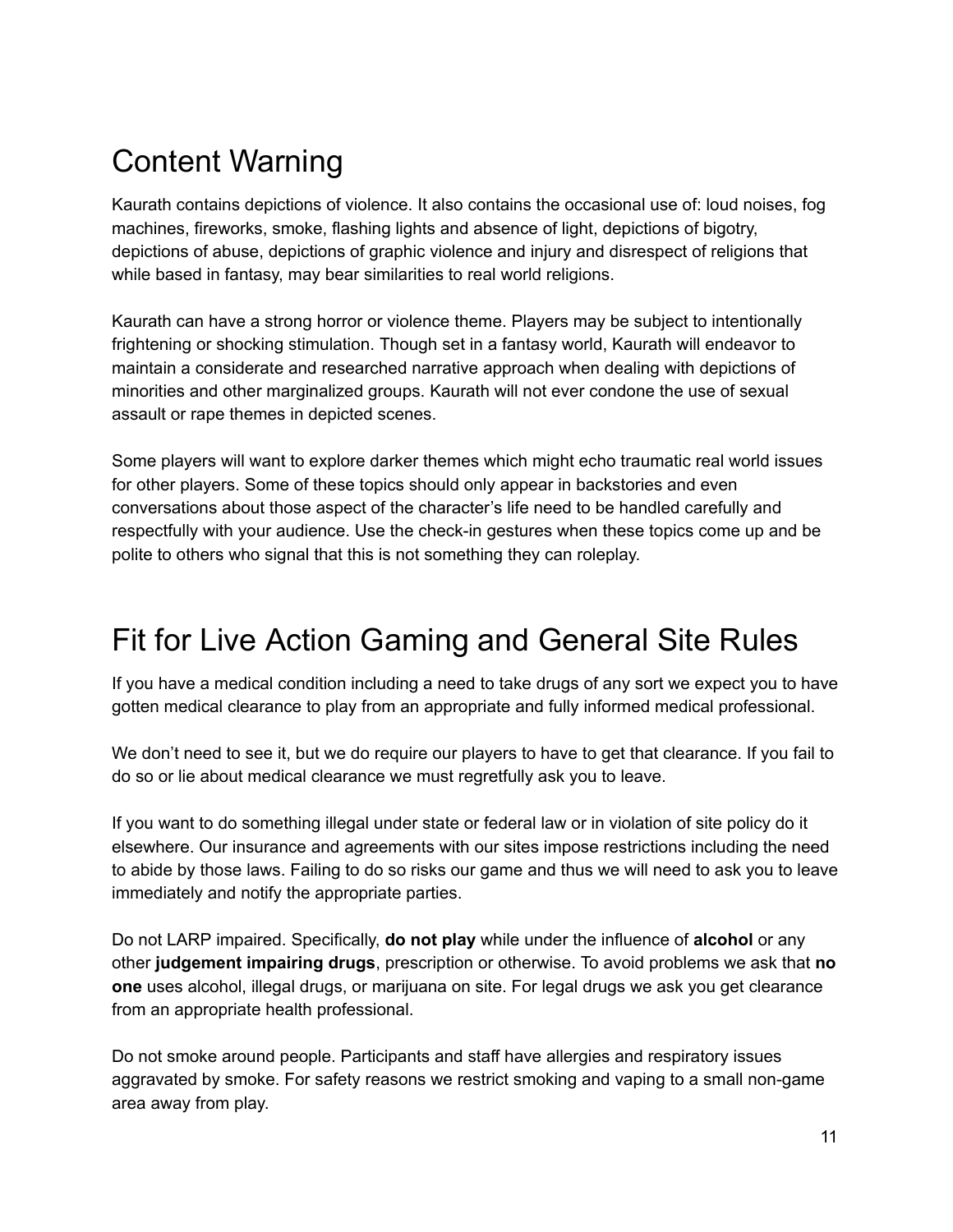# Content Warning

Kaurath contains depictions of violence. It also contains the occasional use of: loud noises, fog machines, fireworks, smoke, flashing lights and absence of light, depictions of bigotry, depictions of abuse, depictions of graphic violence and injury and disrespect of religions that while based in fantasy, may bear similarities to real world religions.

Kaurath can have a strong horror or violence theme. Players may be subject to intentionally frightening or shocking stimulation. Though set in a fantasy world, Kaurath will endeavor to maintain a considerate and researched narrative approach when dealing with depictions of minorities and other marginalized groups. Kaurath will not ever condone the use of sexual assault or rape themes in depicted scenes.

Some players will want to explore darker themes which might echo traumatic real world issues for other players. Some of these topics should only appear in backstories and even conversations about those aspect of the character's life need to be handled carefully and respectfully with your audience. Use the check-in gestures when these topics come up and be polite to others who signal that this is not something they can roleplay.

# Fit for Live Action Gaming and General Site Rules

If you have a medical condition including a need to take drugs of any sort we expect you to have gotten medical clearance to play from an appropriate and fully informed medical professional.

We don't need to see it, but we do require our players to have to get that clearance. If you fail to do so or lie about medical clearance we must regretfully ask you to leave.

If you want to do something illegal under state or federal law or in violation of site policy do it elsewhere. Our insurance and agreements with our sites impose restrictions including the need to abide by those laws. Failing to do so risks our game and thus we will need to ask you to leave immediately and notify the appropriate parties.

Do not LARP impaired. Specifically, **do not play** while under the influence of **alcohol** or any other **judgement impairing drugs**, prescription or otherwise. To avoid problems we ask that **no one** uses alcohol, illegal drugs, or marijuana on site. For legal drugs we ask you get clearance from an appropriate health professional.

Do not smoke around people. Participants and staff have allergies and respiratory issues aggravated by smoke. For safety reasons we restrict smoking and vaping to a small non-game area away from play.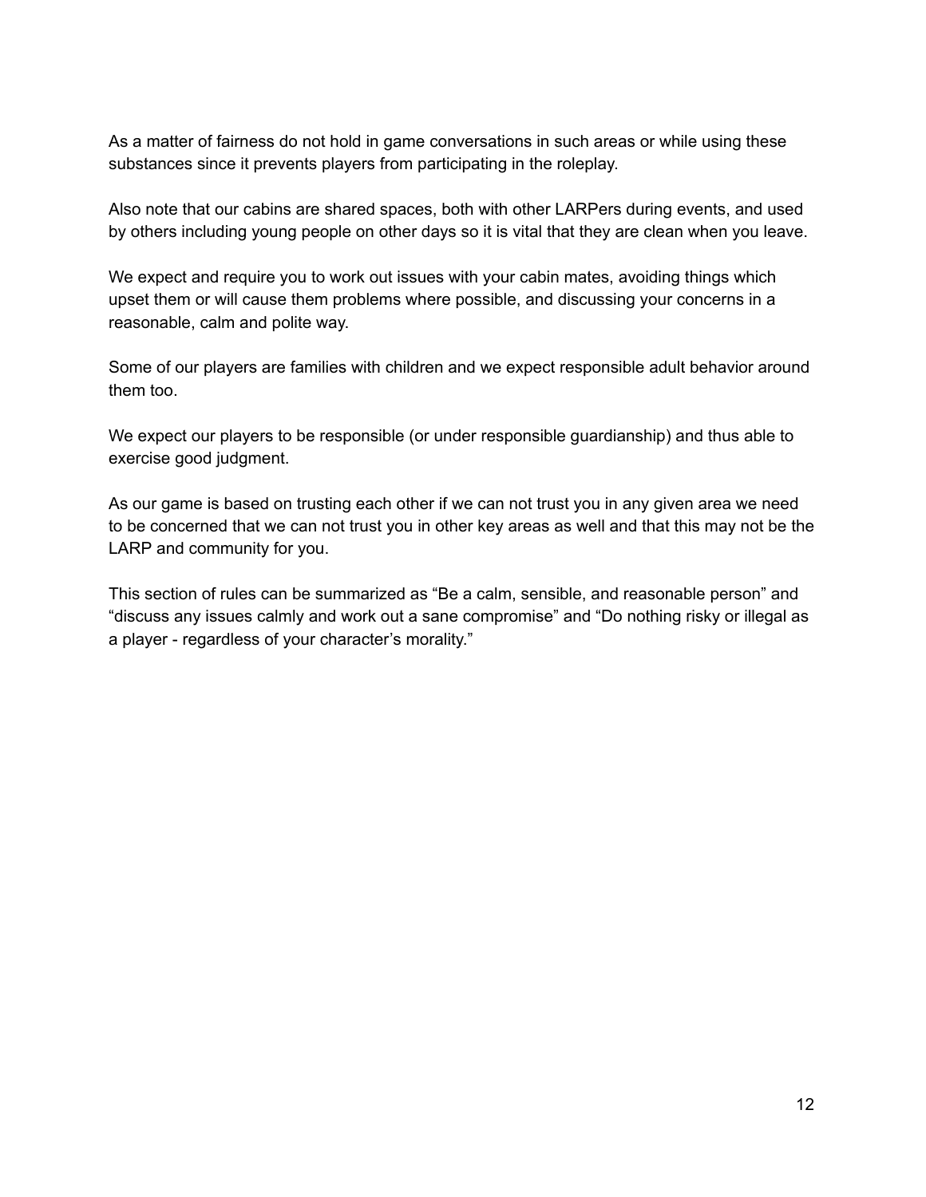As a matter of fairness do not hold in game conversations in such areas or while using these substances since it prevents players from participating in the roleplay.

Also note that our cabins are shared spaces, both with other LARPers during events, and used by others including young people on other days so it is vital that they are clean when you leave.

We expect and require you to work out issues with your cabin mates, avoiding things which upset them or will cause them problems where possible, and discussing your concerns in a reasonable, calm and polite way.

Some of our players are families with children and we expect responsible adult behavior around them too.

We expect our players to be responsible (or under responsible guardianship) and thus able to exercise good judgment.

As our game is based on trusting each other if we can not trust you in any given area we need to be concerned that we can not trust you in other key areas as well and that this may not be the LARP and community for you.

This section of rules can be summarized as "Be a calm, sensible, and reasonable person" and "discuss any issues calmly and work out a sane compromise" and "Do nothing risky or illegal as a player - regardless of your character's morality."